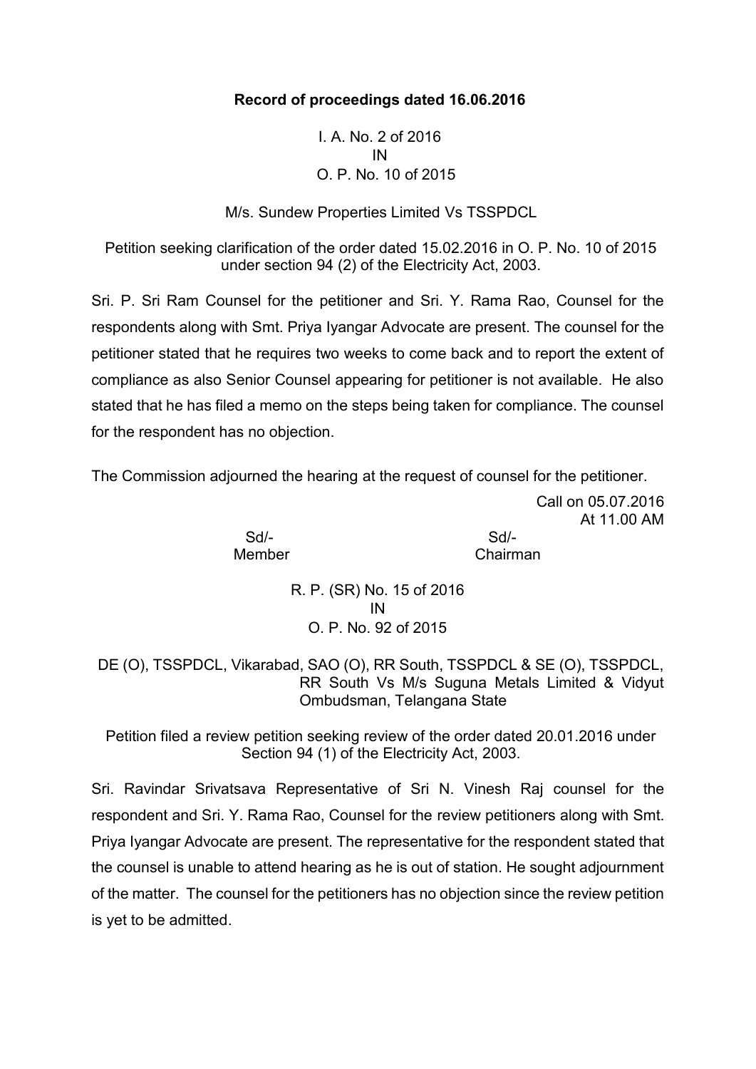**Record of proceedings dated 16.06.2016**

I. A. No. 2 of 2016
IN
O. P. No. 10 of 2015

M/s. Sundew Properties Limited Vs TSSPDCL

Petition seeking clarification of the order dated 15.02.2016 in O. P. No. 10 of 2015 under section 94 (2) of the Electricity Act, 2003.

Sri. P. Sri Ram Counsel for the petitioner and Sri. Y. Rama Rao, Counsel for the respondents along with Smt. Priya Iyangar Advocate are present. The counsel for the petitioner stated that he requires two weeks to come back and to report the extent of compliance as also Senior Counsel appearing for petitioner is not available. He also stated that he has filed a memo on the steps being taken for compliance. The counsel for the respondent has no objection.

The Commission adjourned the hearing at the request of counsel for the petitioner.

Call on 05.07.2016
At 11.00 AM

| Sd/- | Sd/- |
|---|---|
| Member | Chairman |

R. P. (SR) No. 15 of 2016
IN
O. P. No. 92 of 2015

DE (O), TSSPDCL, Vikarabad, SAO (O), RR South, TSSPDCL & SE (O), TSSPDCL, RR South Vs M/s Suguna Metals Limited & Vidyut Ombudsman, Telangana State

Petition filed a review petition seeking review of the order dated 20.01.2016 under Section 94 (1) of the Electricity Act, 2003.

Sri. Ravindar Srivatsava Representative of Sri N. Vinesh Raj counsel for the respondent and Sri. Y. Rama Rao, Counsel for the review petitioners along with Smt. Priya Iyangar Advocate are present. The representative for the respondent stated that the counsel is unable to attend hearing as he is out of station. He sought adjournment of the matter. The counsel for the petitioners has no objection since the review petition is yet to be admitted.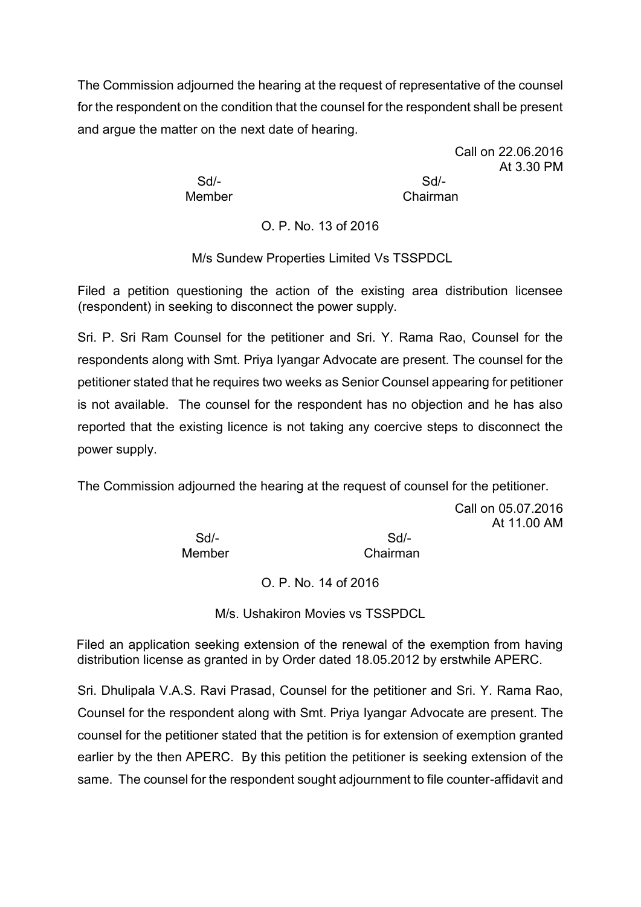The Commission adjourned the hearing at the request of representative of the counsel for the respondent on the condition that the counsel for the respondent shall be present and argue the matter on the next date of hearing.

Call on 22.06.2016
At 3.30 PM

Sd/- Member          Sd/- Chairman

O. P. No. 13 of 2016

M/s Sundew Properties Limited Vs TSSPDCL

Filed a petition questioning the action of the existing area distribution licensee (respondent) in seeking to disconnect the power supply.

Sri. P. Sri Ram Counsel for the petitioner and Sri. Y. Rama Rao, Counsel for the respondents along with Smt. Priya Iyangar Advocate are present. The counsel for the petitioner stated that he requires two weeks as Senior Counsel appearing for petitioner is not available. The counsel for the respondent has no objection and he has also reported that the existing licence is not taking any coercive steps to disconnect the power supply.

The Commission adjourned the hearing at the request of counsel for the petitioner.

Call on 05.07.2016
At 11.00 AM

Sd/- Member          Sd/- Chairman

O. P. No. 14 of 2016

M/s. Ushakiron Movies vs TSSPDCL

Filed an application seeking extension of the renewal of the exemption from having distribution license as granted in by Order dated 18.05.2012 by erstwhile APERC.

Sri. Dhulipala V.A.S. Ravi Prasad, Counsel for the petitioner and Sri. Y. Rama Rao, Counsel for the respondent along with Smt. Priya Iyangar Advocate are present. The counsel for the petitioner stated that the petition is for extension of exemption granted earlier by the then APERC. By this petition the petitioner is seeking extension of the same. The counsel for the respondent sought adjournment to file counter-affidavit and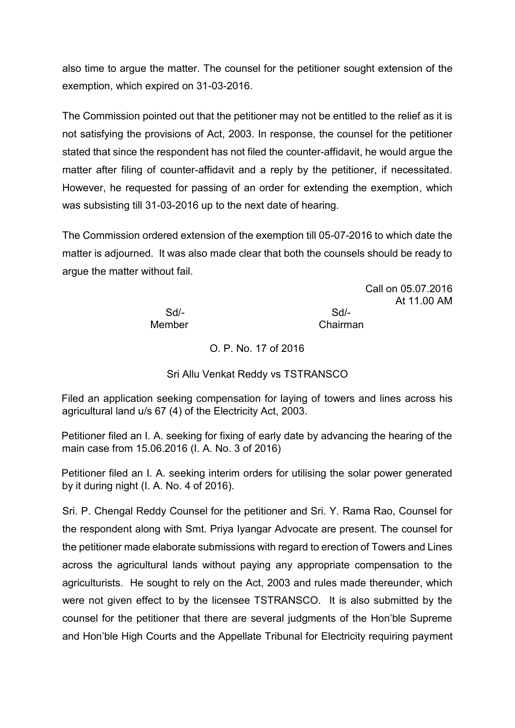also time to argue the matter. The counsel for the petitioner sought extension of the exemption, which expired on 31-03-2016.

The Commission pointed out that the petitioner may not be entitled to the relief as it is not satisfying the provisions of Act, 2003. In response, the counsel for the petitioner stated that since the respondent has not filed the counter-affidavit, he would argue the matter after filing of counter-affidavit and a reply by the petitioner, if necessitated. However, he requested for passing of an order for extending the exemption, which was subsisting till 31-03-2016 up to the next date of hearing.

The Commission ordered extension of the exemption till 05-07-2016 to which date the matter is adjourned. It was also made clear that both the counsels should be ready to argue the matter without fail.

Call on 05.07.2016
At 11.00 AM

Sd/-
Member

Sd/-
Chairman

O. P. No. 17 of 2016

Sri Allu Venkat Reddy vs TSTRANSCO

Filed an application seeking compensation for laying of towers and lines across his agricultural land u/s 67 (4) of the Electricity Act, 2003.

Petitioner filed an I. A. seeking for fixing of early date by advancing the hearing of the main case from 15.06.2016 (I. A. No. 3 of 2016)

Petitioner filed an I. A. seeking interim orders for utilising the solar power generated by it during night (I. A. No. 4 of 2016).

Sri. P. Chengal Reddy Counsel for the petitioner and Sri. Y. Rama Rao, Counsel for the respondent along with Smt. Priya Iyangar Advocate are present. The counsel for the petitioner made elaborate submissions with regard to erection of Towers and Lines across the agricultural lands without paying any appropriate compensation to the agriculturists. He sought to rely on the Act, 2003 and rules made thereunder, which were not given effect to by the licensee TSTRANSCO. It is also submitted by the counsel for the petitioner that there are several judgments of the Hon'ble Supreme and Hon'ble High Courts and the Appellate Tribunal for Electricity requiring payment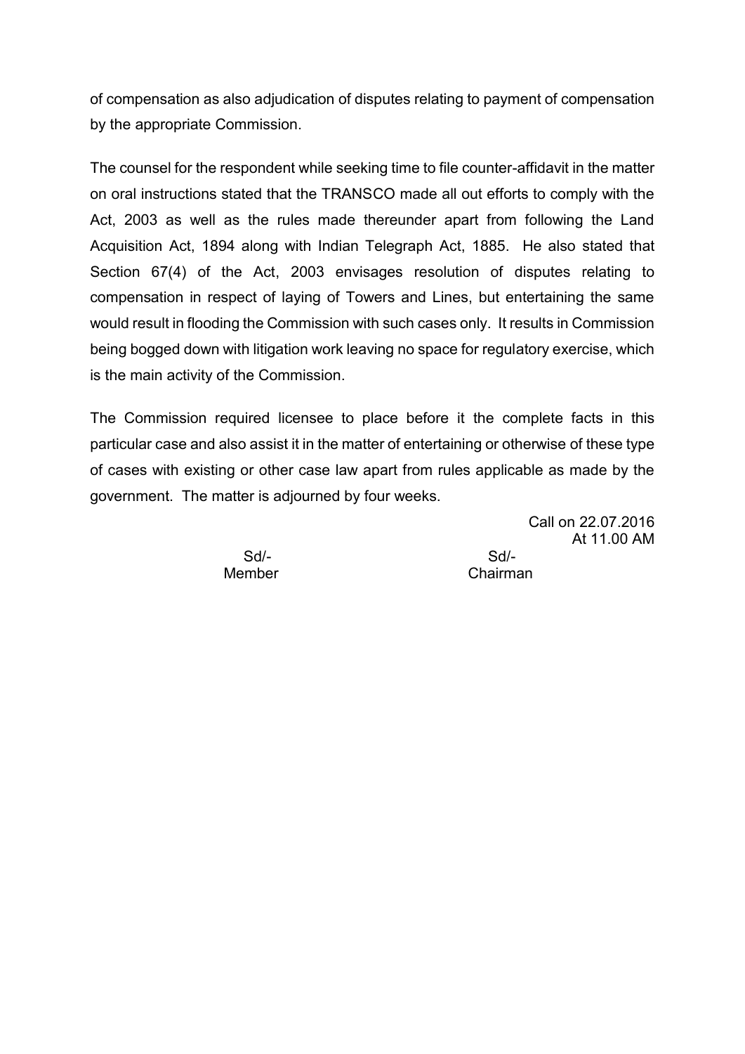of compensation as also adjudication of disputes relating to payment of compensation by the appropriate Commission.

The counsel for the respondent while seeking time to file counter-affidavit in the matter on oral instructions stated that the TRANSCO made all out efforts to comply with the Act, 2003 as well as the rules made thereunder apart from following the Land Acquisition Act, 1894 along with Indian Telegraph Act, 1885. He also stated that Section 67(4) of the Act, 2003 envisages resolution of disputes relating to compensation in respect of laying of Towers and Lines, but entertaining the same would result in flooding the Commission with such cases only. It results in Commission being bogged down with litigation work leaving no space for regulatory exercise, which is the main activity of the Commission.

The Commission required licensee to place before it the complete facts in this particular case and also assist it in the matter of entertaining or otherwise of these type of cases with existing or other case law apart from rules applicable as made by the government. The matter is adjourned by four weeks.

Call on 22.07.2016
At 11.00 AM

Sd/-
Member

Sd/-
Chairman